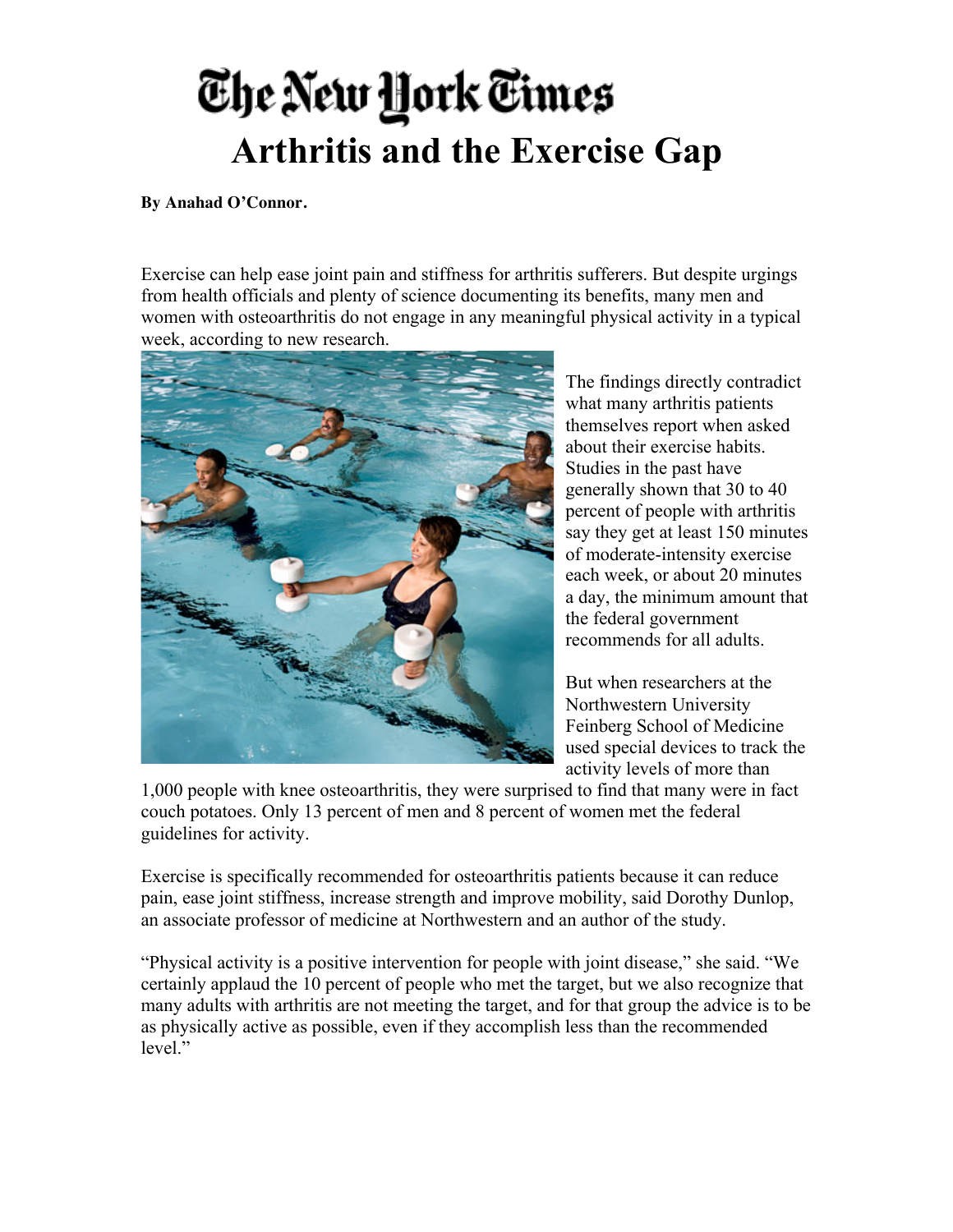# The New York Times

# Arthritis and the Exercise Gap

**By Anahad O'Connor.**

Exercise can help ease joint pain and stiffness for arthritis sufferers. But despite urgings from health officials and plenty of science documenting its benefits, many men and women with osteoarthritis do not engage in any meaningful physical activity in a typical week, according to new research.

The findings directly contradict what many arthritis patients themselves report when asked about their exercise habits. Studies in the past have generally shown that 30 to 40 percent of people with arthritis say they get at least 150 minutes of moderate-intensity exercise each week, or about 20 minutes a day, the minimum amount that the federal government recommends for all adults.

But when researchers at the Northwestern University Feinberg School of Medicine used special devices to track the activity levels of more than 1,000 people with knee osteoarthritis, they were surprised to find that many were in fact couch potatoes. Only 13 percent of men and 8 percent of women met the federal guidelines for activity.

Exercise is specifically recommended for osteoarthritis patients because it can reduce pain, ease joint stiffness, increase strength and improve mobility, said Dorothy Dunlop, an associate professor of medicine at Northwestern and an author of the study.

"Physical activity is a positive intervention for people with joint disease," she said. "We certainly applaud the 10 percent of people who met the target, but we also recognize that many adults with arthritis are not meeting the target, and for that group the advice is to be as physically active as possible, even if they accomplish less than the recommended level."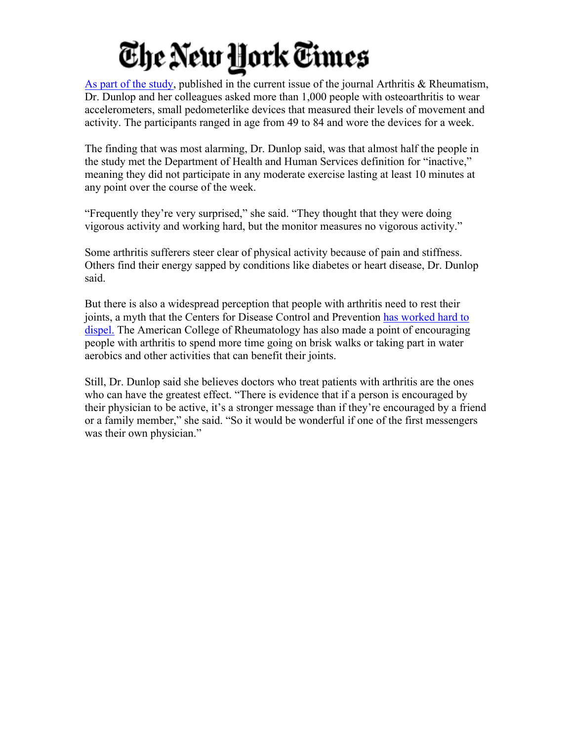As part of the study, published in the current issue of the journal Arthritis & Rheumatism, Dr. Dunlop and her colleagues asked more than 1,000 people with osteoarthritis to wear accelerometers, small pedometerlike devices that measured their levels of movement and activity. The participants ranged in age from 49 to 84 and wore the devices for a week.

The finding that was most alarming, Dr. Dunlop said, was that almost half the people in the study met the Department of Health and Human Services definition for "inactive," meaning they did not participate in any moderate exercise lasting at least 10 minutes at any point over the course of the week.

"Frequently they're very surprised," she said. "They thought that they were doing vigorous activity and working hard, but the monitor measures no vigorous activity."

Some arthritis sufferers steer clear of physical activity because of pain and stiffness. Others find their energy sapped by conditions like diabetes or heart disease, Dr. Dunlop said.

But there is also a widespread perception that people with arthritis need to rest their joints, a myth that the Centers for Disease Control and Prevention has worked hard to dispel. The American College of Rheumatology has also made a point of encouraging people with arthritis to spend more time going on brisk walks or taking part in water aerobics and other activities that can benefit their joints.

Still, Dr. Dunlop said she believes doctors who treat patients with arthritis are the ones who can have the greatest effect. "There is evidence that if a person is encouraged by their physician to be active, it's a stronger message than if they're encouraged by a friend or a family member," she said. "So it would be wonderful if one of the first messengers was their own physician."